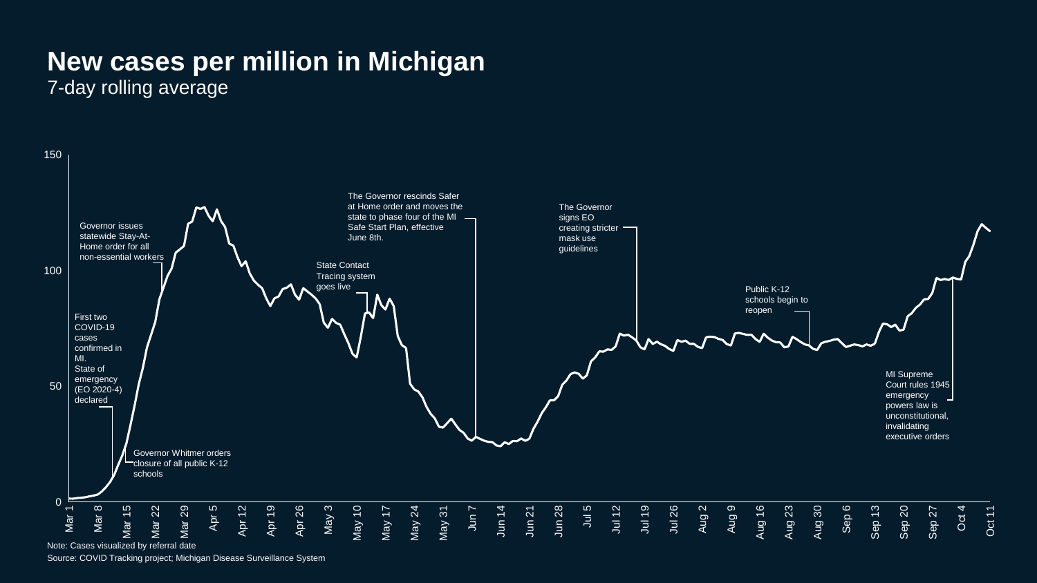# New cases per million in Michigan

7-day rolling average

150

100

50

0

First two COVID-19 cases confirmed in MI. State of emergency (EO 2020-4) declared

Governor Whitmer orders closure of all public K-12 schools

Governor issues statewide Stay-At-Home order for all non-essential workers

State Contact Tracing system goes live

The Governor rescinds Safer at Home order and moves the state to phase four of the MI Safe Start Plan, effective June 8th.

The Governor signs EO creating stricter mask use guidelines

Public K-12 schools begin to reopen

MI Supreme Court rules 1945 emergency powers law is unconstitutional, invalidating executive orders

Mar 1, Mar 8, Mar 15, Mar 22, Mar 29, Apr 5, Apr 12, Apr 19, Apr 26, May 3, May 10, May 17, May 24, May 31, Jun 7, Jun 14, Jun 21, Jun 28, Jul 5, Jul 12, Jul 19, Jul 26, Aug 2, Aug 9, Aug 16, Aug 23, Aug 30, Sep 6, Sep 13, Sep 20, Sep 27, Oct 4, Oct 11

Note: Cases visualized by referral date

Source: COVID Tracking project; Michigan Disease Surveillance System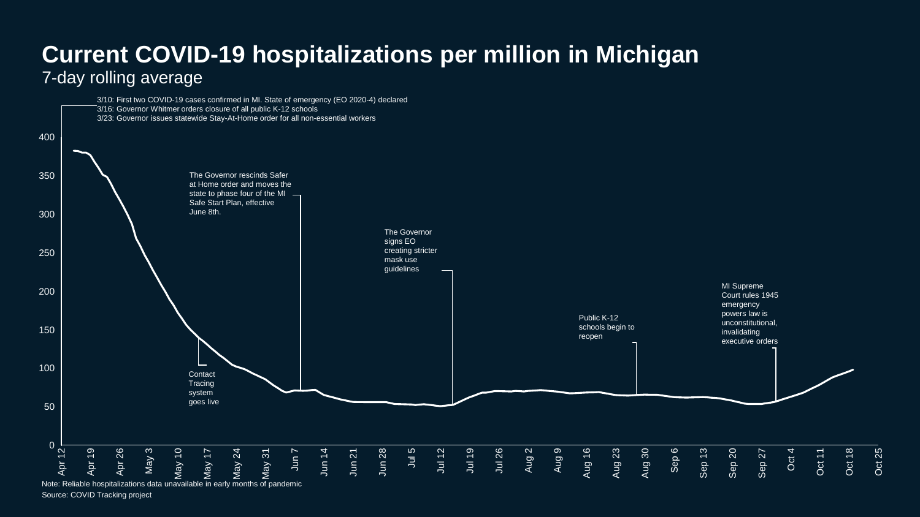# Current COVID-19 hospitalizations per million in Michigan

7-day rolling average

3/10: First two COVID-19 cases confirmed in MI. State of emergency (EO 2020-4) declared
3/16: Governor Whitmer orders closure of all public K-12 schools
3/23: Governor issues statewide Stay-At-Home order for all non-essential workers

The Governor rescinds Safer at Home order and moves the state to phase four of the MI Safe Start Plan, effective June 8th.

The Governor signs EO creating stricter mask use guidelines

MI Supreme Court rules 1945 emergency powers law is unconstitutional, invalidating executive orders

Public K-12 schools begin to reopen

Contact Tracing system goes live

Note: Reliable hospitalizations data unavailable in early months of pandemic

Source: COVID Tracking project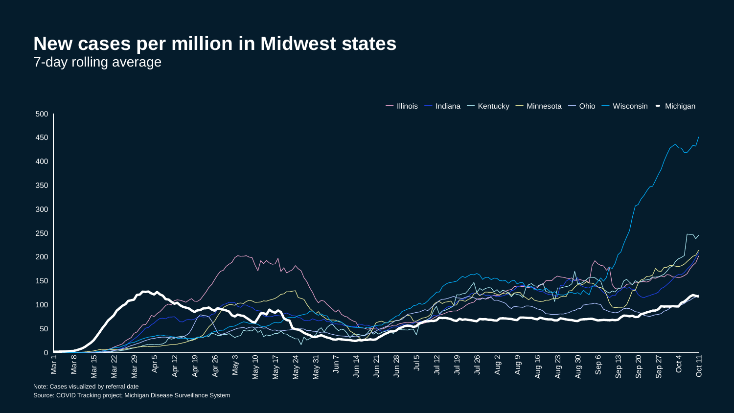# New cases per million in Midwest states

7-day rolling average

Illinois — Indiana — Kentucky — Minnesota — Ohio — Wisconsin — Michigan

500
450
400
350
300
250
200
150
100
50
0

Mar 1, Mar 8, Mar 15, Mar 22, Mar 29, Apr 5, Apr 12, Apr 19, Apr 26, May 3, May 10, May 17, May 24, May 31, Jun 7, Jun 14, Jun 21, Jun 28, Jul 5, Jul 12, Jul 19, Jul 26, Aug 2, Aug 9, Aug 16, Aug 23, Aug 30, Sep 6, Sep 13, Sep 20, Sep 27, Oct 4, Oct 11

Note: Cases visualized by referral date

Source: COVID Tracking project; Michigan Disease Surveillance System